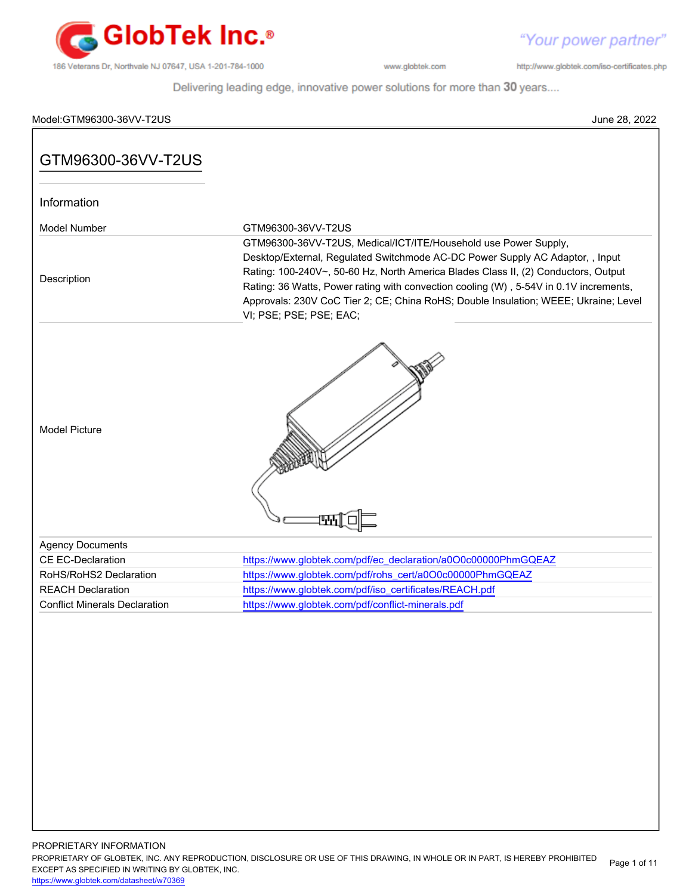Model:GTM96300-36VV-T2US June 28, 2022

# GTM96300-36VV-T2US

## Information

| | |
|---|---|
| Model Number | GTM96300-36VV-T2US |
| Description | GTM96300-36VV-T2US, Medical/ICT/ITE/Household use Power Supply, Desktop/External, Regulated Switchmode AC-DC Power Supply AC Adaptor, , Input Rating: 100-240V~, 50-60 Hz, North America Blades Class II, (2) Conductors, Output Rating: 36 Watts, Power rating with convection cooling (W) , 5-54V in 0.1V increments, Approvals: 230V CoC Tier 2; CE; China RoHS; Double Insulation; WEEE; Ukraine; Level VI; PSE; PSE; PSE; EAC; |
| Model Picture | |

| Agency Documents | |
|---|---|
| CE EC-Declaration | https://www.globtek.com/pdf/ec_declaration/a0O0c00000PhmGQEAZ |
| RoHS/RoHS2 Declaration | https://www.globtek.com/pdf/rohs_cert/a0O0c00000PhmGQEAZ |
| REACH Declaration | https://www.globtek.com/pdf/iso_certificates/REACH.pdf |
| Conflict Minerals Declaration | https://www.globtek.com/pdf/conflict-minerals.pdf |

PROPRIETARY INFORMATION

PROPRIETARY OF GLOBTEK, INC. ANY REPRODUCTION, DISCLOSURE OR USE OF THIS DRAWING, IN WHOLE OR IN PART, IS HEREBY PROHIBITED EXCEPT AS SPECIFIED IN WRITING BY GLOBTEK, INC.

https://www.globtek.com/datasheet/w70369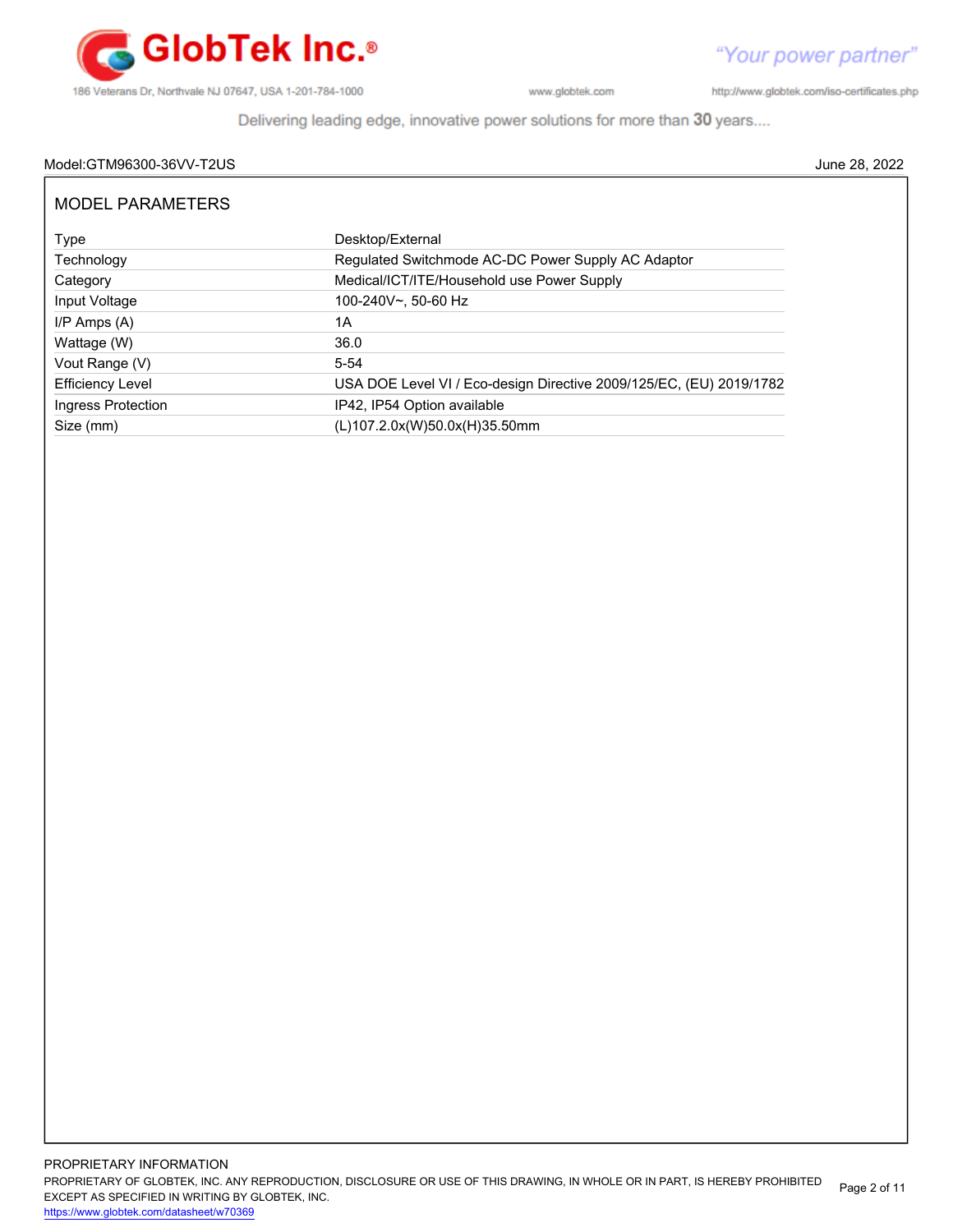Model:GTM96300-36VV-T2US June 28, 2022

## MODEL PARAMETERS

| | |
|---|---|
| Type | Desktop/External |
| Technology | Regulated Switchmode AC-DC Power Supply AC Adaptor |
| Category | Medical/ICT/ITE/Household use Power Supply |
| Input Voltage | 100-240V~, 50-60 Hz |
| I/P Amps (A) | 1A |
| Wattage (W) | 36.0 |
| Vout Range (V) | 5-54 |
| Efficiency Level | USA DOE Level VI / Eco-design Directive 2009/125/EC, (EU) 2019/1782 |
| Ingress Protection | IP42, IP54 Option available |
| Size (mm) | (L)107.2.0x(W)50.0x(H)35.50mm |

PROPRIETARY INFORMATION

PROPRIETARY OF GLOBTEK, INC. ANY REPRODUCTION, DISCLOSURE OR USE OF THIS DRAWING, IN WHOLE OR IN PART, IS HEREBY PROHIBITED EXCEPT AS SPECIFIED IN WRITING BY GLOBTEK, INC.

https://www.globtek.com/datasheet/w70369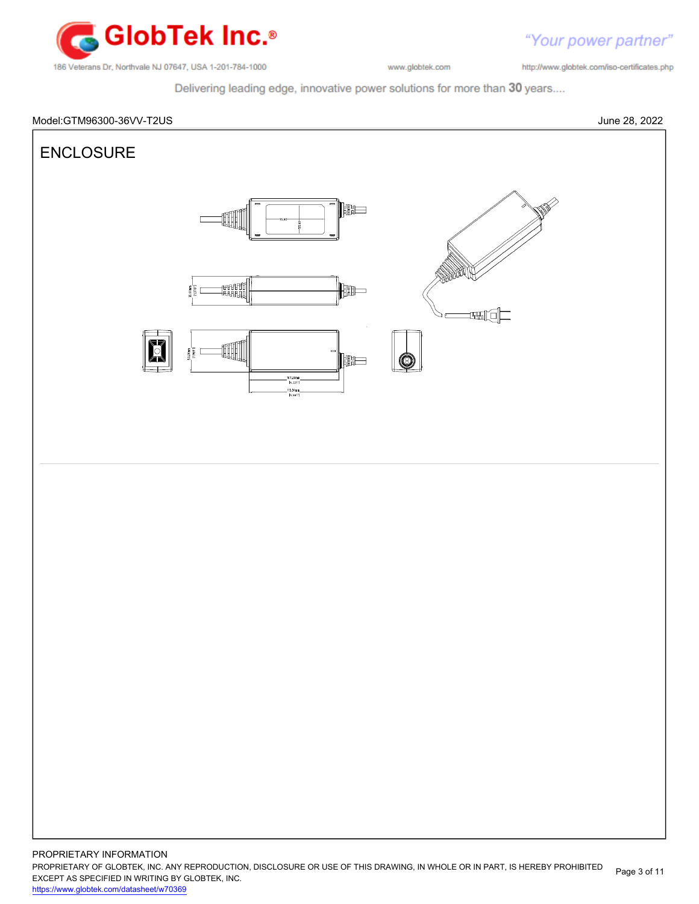# ENCLOSURE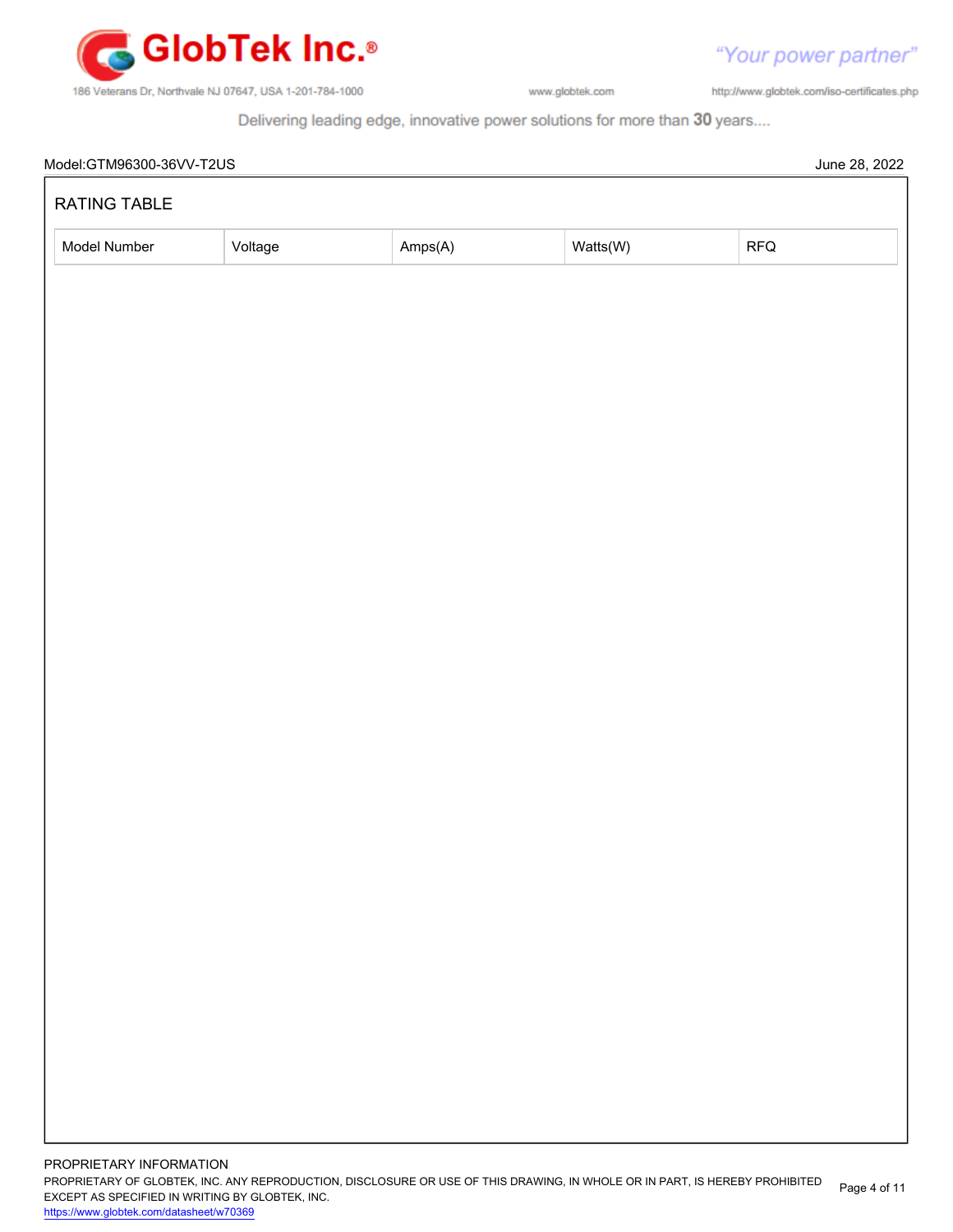Model:GTM96300-36VV-T2US

June 28, 2022

## RATING TABLE

| Model Number | Voltage | Amps(A) | Watts(W) | RFQ |
|---|---|---|---|---|

PROPRIETARY INFORMATION

PROPRIETARY OF GLOBTEK, INC. ANY REPRODUCTION, DISCLOSURE OR USE OF THIS DRAWING, IN WHOLE OR IN PART, IS HEREBY PROHIBITED EXCEPT AS SPECIFIED IN WRITING BY GLOBTEK, INC.

https://www.globtek.com/datasheet/w70369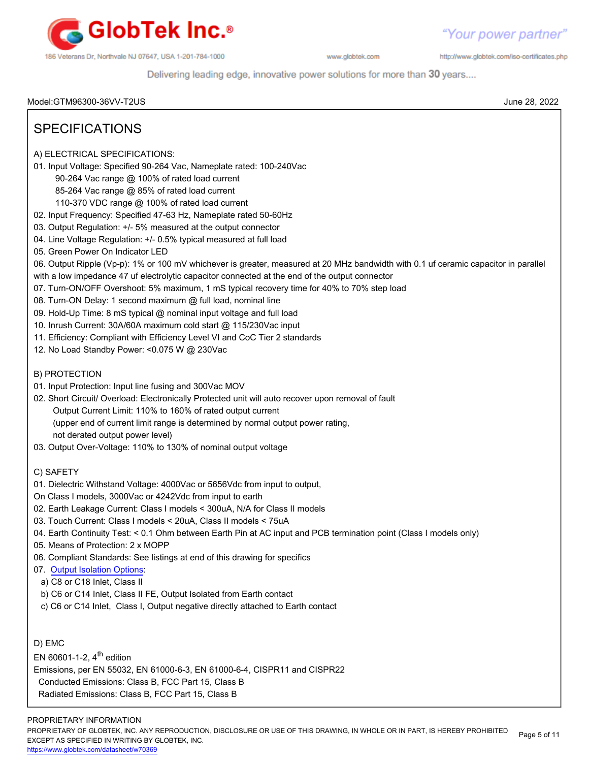Model:GTM96300-36VV-T2US June 28, 2022

# SPECIFICATIONS

A) ELECTRICAL SPECIFICATIONS:

01. Input Voltage: Specified 90-264 Vac, Nameplate rated: 100-240Vac
    - 90-264 Vac range @ 100% of rated load current
    - 85-264 Vac range @ 85% of rated load current
    - 110-370 VDC range @ 100% of rated load current
02. Input Frequency: Specified 47-63 Hz, Nameplate rated 50-60Hz
03. Output Regulation: +/- 5% measured at the output connector
04. Line Voltage Regulation: +/- 0.5% typical measured at full load
05. Green Power On Indicator LED
06. Output Ripple (Vp-p): 1% or 100 mV whichever is greater, measured at 20 MHz bandwidth with 0.1 uf ceramic capacitor in parallel with a low impedance 47 uf electrolytic capacitor connected at the end of the output connector
07. Turn-ON/OFF Overshoot: 5% maximum, 1 mS typical recovery time for 40% to 70% step load
08. Turn-ON Delay: 1 second maximum @ full load, nominal line
09. Hold-Up Time: 8 mS typical @ nominal input voltage and full load
10. Inrush Current: 30A/60A maximum cold start @ 115/230Vac input
11. Efficiency: Compliant with Efficiency Level VI and CoC Tier 2 standards
12. No Load Standby Power: <0.075 W @ 230Vac

B) PROTECTION

01. Input Protection: Input line fusing and 300Vac MOV
02. Short Circuit/ Overload: Electronically Protected unit will auto recover upon removal of fault
    Output Current Limit: 110% to 160% of rated output current
    (upper end of current limit range is determined by normal output power rating,
    not derated output power level)
03. Output Over-Voltage: 110% to 130% of nominal output voltage

C) SAFETY

01. Dielectric Withstand Voltage: 4000Vac or 5656Vdc from input to output,
    On Class I models, 3000Vac or 4242Vdc from input to earth
02. Earth Leakage Current: Class I models < 300uA, N/A for Class II models
03. Touch Current: Class I models < 20uA, Class II models < 75uA
04. Earth Continuity Test: < 0.1 Ohm between Earth Pin at AC input and PCB termination point (Class I models only)
05. Means of Protection: 2 x MOPP
06. Compliant Standards: See listings at end of this drawing for specifics
07. Output Isolation Options:
    - a) C8 or C18 Inlet, Class II
    - b) C6 or C14 Inlet, Class II FE, Output Isolated from Earth contact
    - c) C6 or C14 Inlet, Class I, Output negative directly attached to Earth contact

D) EMC

EN 60601-1-2, 4th edition

Emissions, per EN 55032, EN 61000-6-3, EN 61000-6-4, CISPR11 and CISPR22

Conducted Emissions: Class B, FCC Part 15, Class B

Radiated Emissions: Class B, FCC Part 15, Class B

PROPRIETARY INFORMATION

PROPRIETARY OF GLOBTEK, INC. ANY REPRODUCTION, DISCLOSURE OR USE OF THIS DRAWING, IN WHOLE OR IN PART, IS HEREBY PROHIBITED EXCEPT AS SPECIFIED IN WRITING BY GLOBTEK, INC.

https://www.globtek.com/datasheet/w70369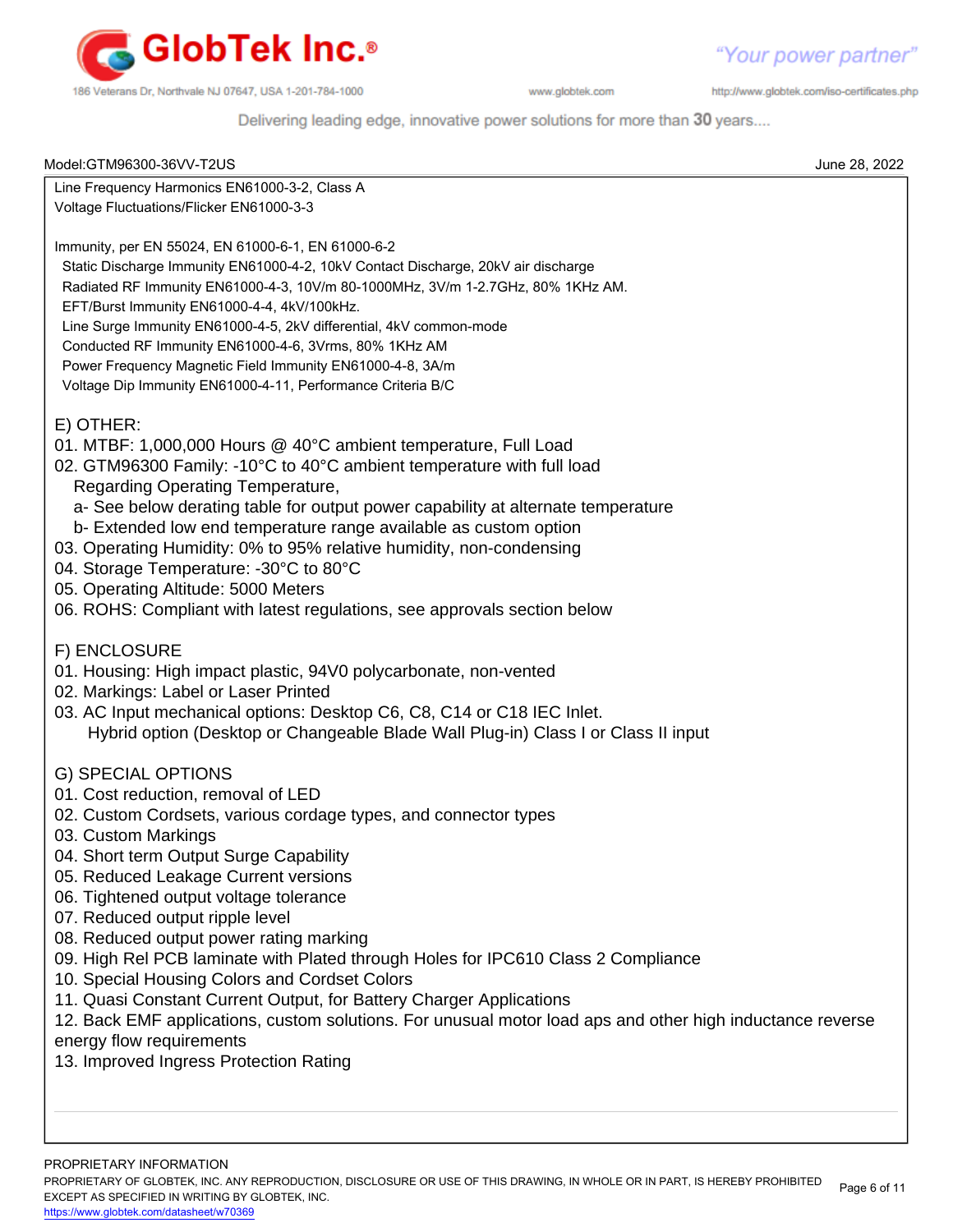Line Frequency Harmonics EN61000-3-2, Class A
Voltage Fluctuations/Flicker EN61000-3-3

Immunity, per EN 55024, EN 61000-6-1, EN 61000-6-2

- Static Discharge Immunity EN61000-4-2, 10kV Contact Discharge, 20kV air discharge
- Radiated RF Immunity EN61000-4-3, 10V/m 80-1000MHz, 3V/m 1-2.7GHz, 80% 1KHz AM.
- EFT/Burst Immunity EN61000-4-4, 4kV/100kHz.
- Line Surge Immunity EN61000-4-5, 2kV differential, 4kV common-mode
- Conducted RF Immunity EN61000-4-6, 3Vrms, 80% 1KHz AM
- Power Frequency Magnetic Field Immunity EN61000-4-8, 3A/m
- Voltage Dip Immunity EN61000-4-11, Performance Criteria B/C

## E) OTHER:

01. MTBF: 1,000,000 Hours @ 40°C ambient temperature, Full Load
02. GTM96300 Family: -10°C to 40°C ambient temperature with full load
    Regarding Operating Temperature,
    a- See below derating table for output power capability at alternate temperature
    b- Extended low end temperature range available as custom option
03. Operating Humidity: 0% to 95% relative humidity, non-condensing
04. Storage Temperature: -30°C to 80°C
05. Operating Altitude: 5000 Meters
06. ROHS: Compliant with latest regulations, see approvals section below

## F) ENCLOSURE

01. Housing: High impact plastic, 94V0 polycarbonate, non-vented
02. Markings: Label or Laser Printed
03. AC Input mechanical options: Desktop C6, C8, C14 or C18 IEC Inlet.
    Hybrid option (Desktop or Changeable Blade Wall Plug-in) Class I or Class II input

## G) SPECIAL OPTIONS

01. Cost reduction, removal of LED
02. Custom Cordsets, various cordage types, and connector types
03. Custom Markings
04. Short term Output Surge Capability
05. Reduced Leakage Current versions
06. Tightened output voltage tolerance
07. Reduced output ripple level
08. Reduced output power rating marking
09. High Rel PCB laminate with Plated through Holes for IPC610 Class 2 Compliance
10. Special Housing Colors and Cordset Colors
11. Quasi Constant Current Output, for Battery Charger Applications
12. Back EMF applications, custom solutions. For unusual motor load aps and other high inductance reverse energy flow requirements
13. Improved Ingress Protection Rating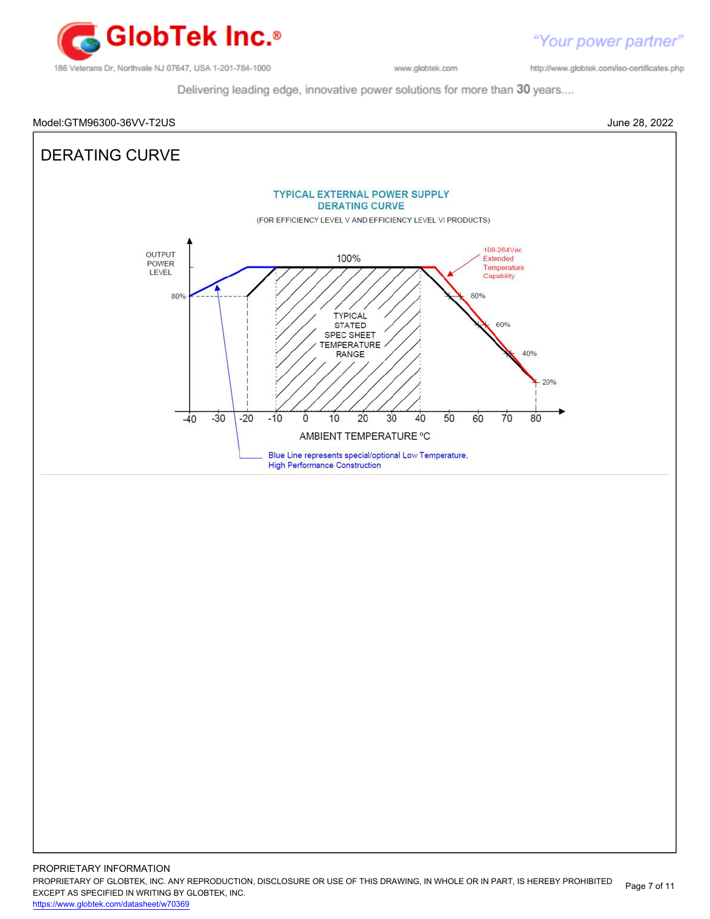Model:GTM96300-36VV-T2US June 28, 2022

## DERATING CURVE

**TYPICAL EXTERNAL POWER SUPPLY DERATING CURVE**

(FOR EFFICIENCY LEVEL V AND EFFICIENCY LEVEL VI PRODUCTS)

OUTPUT POWER LEVEL

100%

80%

TYPICAL STATED SPEC SHEET TEMPERATURE RANGE

108-264Vac Extended Temperature Capability

80%

60%

40%

20%

-40 -30 -20 -10 0 10 20 30 40 50 60 70 80

AMBIENT TEMPERATURE ºC

Blue Line represents special/optional Low Temperature, High Performance Construction

PROPRIETARY INFORMATION

PROPRIETARY OF GLOBTEK, INC. ANY REPRODUCTION, DISCLOSURE OR USE OF THIS DRAWING, IN WHOLE OR IN PART, IS HEREBY PROHIBITED EXCEPT AS SPECIFIED IN WRITING BY GLOBTEK, INC.

https://www.globtek.com/datasheet/w70369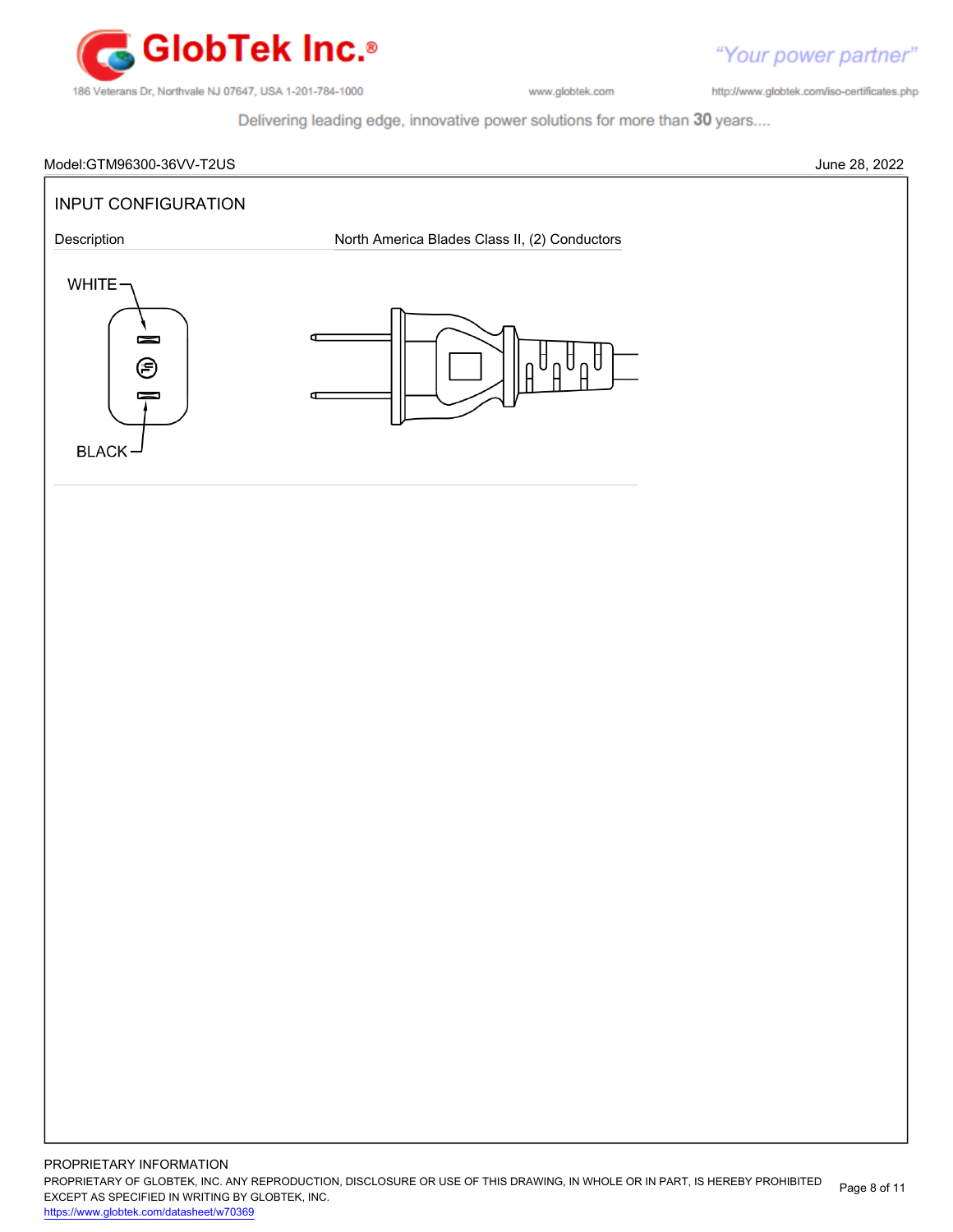Model:GTM96300-36VV-T2US

June 28, 2022

## INPUT CONFIGURATION

| Description | North America Blades Class II, (2) Conductors |
| --- | --- |

WHITE

BLACK

PROPRIETARY INFORMATION

PROPRIETARY OF GLOBTEK, INC. ANY REPRODUCTION, DISCLOSURE OR USE OF THIS DRAWING, IN WHOLE OR IN PART, IS HEREBY PROHIBITED EXCEPT AS SPECIFIED IN WRITING BY GLOBTEK, INC.

https://www.globtek.com/datasheet/w70369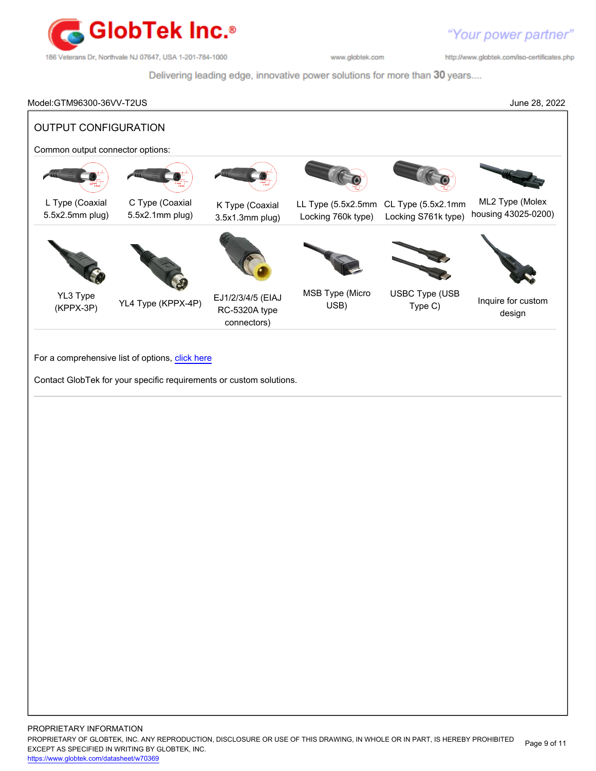Model:GTM96300-36VV-T2US June 28, 2022

## OUTPUT CONFIGURATION

Common output connector options:

| | | | | | |
|---|---|---|---|---|---|
| L Type (Coaxial 5.5x2.5mm plug) | C Type (Coaxial 5.5x2.1mm plug) | K Type (Coaxial 3.5x1.3mm plug) | LL Type (5.5x2.5mm Locking 760k type) | CL Type (5.5x2.1mm Locking S761k type) | ML2 Type (Molex housing 43025-0200) |
| YL3 Type (KPPX-3P) | YL4 Type (KPPX-4P) | EJ1/2/3/4/5 (EIAJ RC-5320A type connectors) | MSB Type (Micro USB) | USBC Type (USB Type C) | Inquire for custom design |

For a comprehensive list of options, click here

Contact GlobTek for your specific requirements or custom solutions.

PROPRIETARY INFORMATION
PROPRIETARY OF GLOBTEK, INC. ANY REPRODUCTION, DISCLOSURE OR USE OF THIS DRAWING, IN WHOLE OR IN PART, IS HEREBY PROHIBITED EXCEPT AS SPECIFIED IN WRITING BY GLOBTEK, INC.
https://www.globtek.com/datasheet/w70369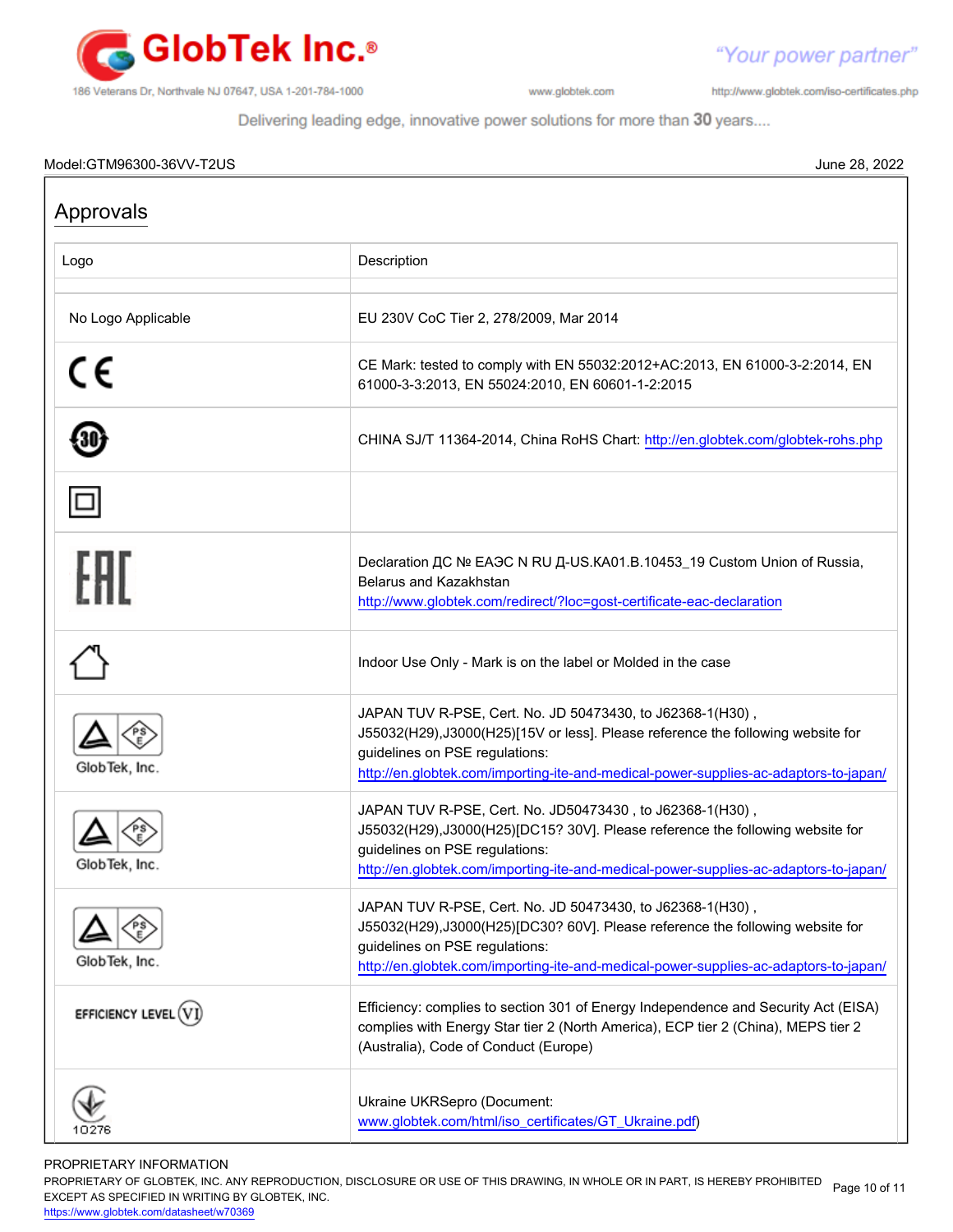Model:GTM96300-36VV-T2US

June 28, 2022

## Approvals

| Logo | Description |
|---|---|
| | |
| No Logo Applicable | EU 230V CoC Tier 2, 278/2009, Mar 2014 |
| CE | CE Mark: tested to comply with EN 55032:2012+AC:2013, EN 61000-3-2:2014, EN 61000-3-3:2013, EN 55024:2010, EN 60601-1-2:2015 |
| 30 | CHINA SJ/T 11364-2014, China RoHS Chart: http://en.globtek.com/globtek-rohs.php |
| | |
| EAC | Declaration ДС № ЕАЭС N RU Д-US.KA01.B.10453_19 Custom Union of Russia, Belarus and Kazakhstan http://www.globtek.com/redirect/?loc=gost-certificate-eac-declaration |
| | Indoor Use Only - Mark is on the label or Molded in the case |
| PSE GlobTek, Inc. | JAPAN TUV R-PSE, Cert. No. JD 50473430, to J62368-1(H30) , J55032(H29),J3000(H25)[15V or less]. Please reference the following website for guidelines on PSE regulations: http://en.globtek.com/importing-ite-and-medical-power-supplies-ac-adaptors-to-japan/ |
| PSE GlobTek, Inc. | JAPAN TUV R-PSE, Cert. No. JD50473430 , to J62368-1(H30) , J55032(H29),J3000(H25)[DC15? 30V]. Please reference the following website for guidelines on PSE regulations: http://en.globtek.com/importing-ite-and-medical-power-supplies-ac-adaptors-to-japan/ |
| PSE GlobTek, Inc. | JAPAN TUV R-PSE, Cert. No. JD 50473430, to J62368-1(H30) , J55032(H29),J3000(H25)[DC30? 60V]. Please reference the following website for guidelines on PSE regulations: http://en.globtek.com/importing-ite-and-medical-power-supplies-ac-adaptors-to-japan/ |
| EFFICIENCY LEVEL VI | Efficiency: complies to section 301 of Energy Independence and Security Act (EISA) complies with Energy Star tier 2 (North America), ECP tier 2 (China), MEPS tier 2 (Australia), Code of Conduct (Europe) |
| 10276 | Ukraine UKRSepro (Document: www.globtek.com/html/iso_certificates/GT_Ukraine.pdf) |

PROPRIETARY INFORMATION
PROPRIETARY OF GLOBTEK, INC. ANY REPRODUCTION, DISCLOSURE OR USE OF THIS DRAWING, IN WHOLE OR IN PART, IS HEREBY PROHIBITED EXCEPT AS SPECIFIED IN WRITING BY GLOBTEK, INC.
https://www.globtek.com/datasheet/w70369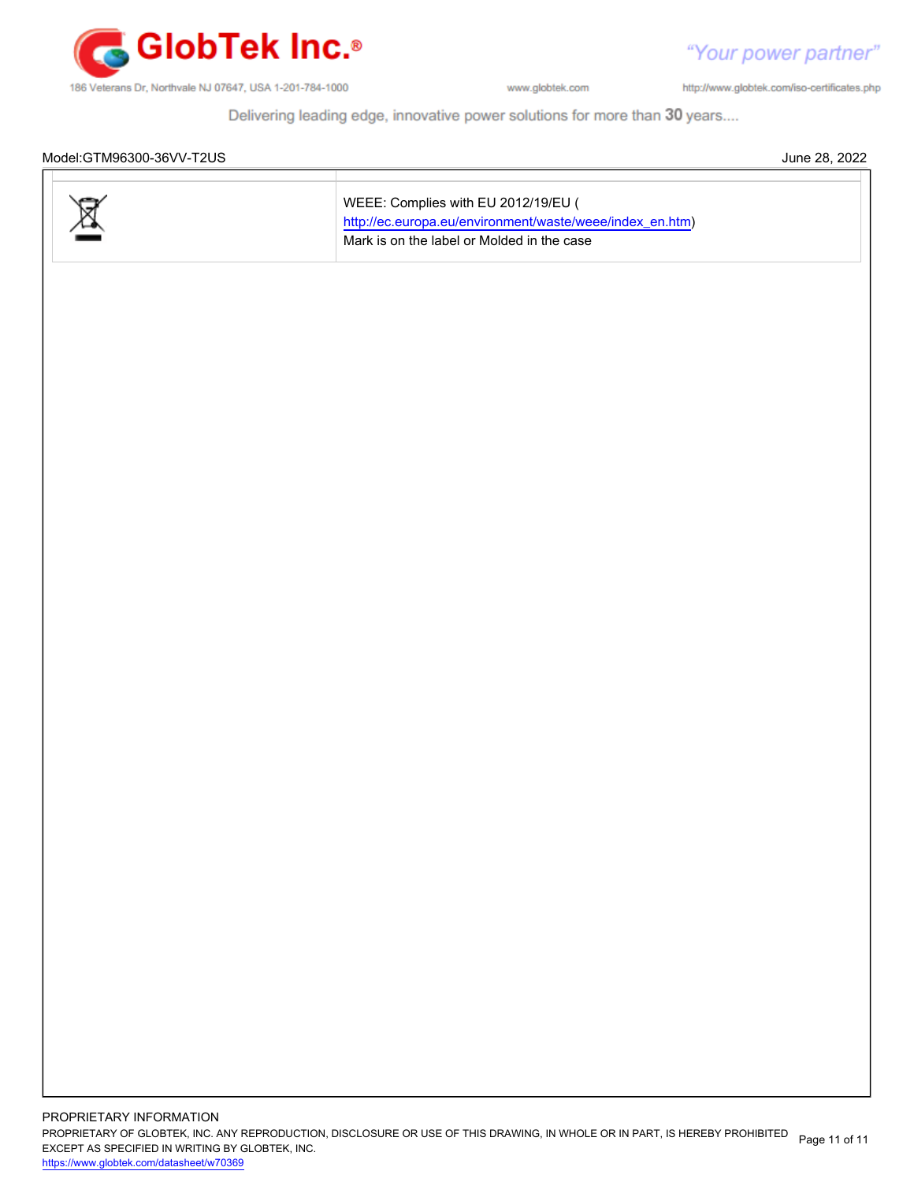Model:GTM96300-36VV-T2US June 28, 2022

| | |
|---|---|
| | WEEE: Complies with EU 2012/19/EU ( http://ec.europa.eu/environment/waste/weee/index_en.htm)<br>Mark is on the label or Molded in the case |

PROPRIETARY INFORMATION

PROPRIETARY OF GLOBTEK, INC. ANY REPRODUCTION, DISCLOSURE OR USE OF THIS DRAWING, IN WHOLE OR IN PART, IS HEREBY PROHIBITED EXCEPT AS SPECIFIED IN WRITING BY GLOBTEK, INC.

https://www.globtek.com/datasheet/w70369